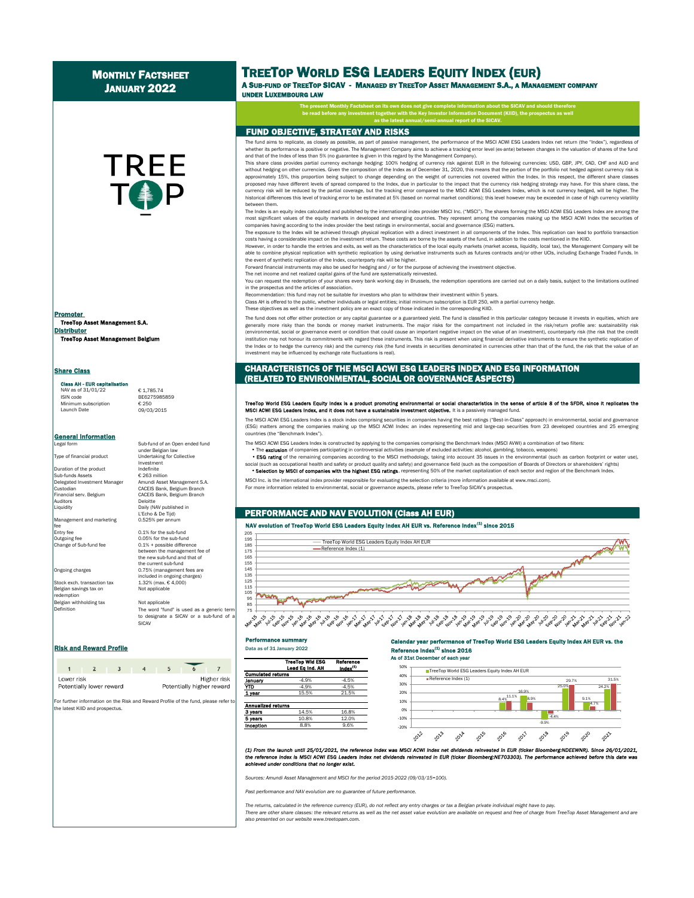# Monthly Factsheet January 2022

# TreeTop World ESG Leaders Equity Index (EUR)

**A Sub-fund of TreeTop SICAV - Managed by TreeTop Asset Management S.A., a Management company under Luxembourg law**

**The present Monthly Factsheet on its own does not give complete information about the SICAV and should therefore be read before any investment together with the Key Investor Information Document (KIID), the prospectus as well as the latest annual/semi-annual report of the SICAV.**

**Promoter**
TreeTop Asset Management S.A.

**Distributor**
TreeTop Asset Management Belgium

## Share Class

**Class AH - EUR capitalisation**

| | |
|---|---|
| NAV as of 31/01/22 | € 1,785.74 |
| ISIN code | BE6275985859 |
| Minimum subscription | € 250 |
| Launch Date | 09/03/2015 |

## General Information

| | |
|---|---|
| Legal form | Sub-fund of an Open ended fund under Belgian law |
| Type of financial product | Undertaking for Collective Investment |
| Duration of the product | Indefinite |
| Sub-funds Assets | € 263 million |
| Delegated Investment Manager | Amundi Asset Management S.A. |
| Custodian | CACEIS Bank, Belgium Branch |
| Financial serv. Belgium | CACEIS Bank, Belgium Branch |
| Auditors | Deloitte |
| Liquidity | Daily (NAV published in L'Echo & De Tijd) |
| Management and marketing fee | 0.525% per annum |
| Entry fee | 0.1% for the sub-fund |
| Outgoing fee | 0.05% for the sub-fund |
| Change of Sub-fund fee | 0.1% + possible difference between the management fee of the new sub-fund and that of the current sub-fund |
| Ongoing charges | 0.75% (management fees are included in ongoing charges) |
| Stock exch. transaction tax | 1.32% (max. € 4,000) |
| Belgian savings tax on redemption | Not applicable |
| Belgian withholding tax | Not applicable |
| Definition | The word "fund" is used as a generic term to designate a SICAV or a sub-fund of a SICAV |

## Risk and Reward Profile

1 2 3 4 5 **6** 7

Lower risk — Higher risk
Potentially lower reward — Potentially higher reward

For further information on the Risk and Reward Profile of the fund, please refer to the latest KIID and prospectus.

## FUND OBJECTIVE, STRATEGY AND RISKS

The fund aims to replicate, as closely as possible, as part of passive management, the performance of the MSCI ACWI ESG Leaders Index net return (the "Index"), regardless of whether its performance is positive or negative. The Management Company aims to achieve a tracking error level (ex-ante) between changes in the valuation of shares of the fund and that of the Index of less than 5% (no guarantee is given in this regard by the Management Company).

This share class provides partial currency exchange hedging: 100% hedging of currency risk against EUR in the following currencies: USD, GBP, JPY, CAD, CHF and AUD and without hedging on other currencies. Given the composition of the Index as of December 31, 2020, this means that the portion of the portfolio not hedged against currency risk is approximately 15%, this proportion being subject to change depending on the weight of currencies not covered within the Index. In this respect, the different share classes proposed may have different levels of spread compared to the Index, due in particular to the impact that the currency risk hedging strategy may have. For this share class, the currency risk will be reduced by the partial coverage, but the tracking error compared to the MSCI ACWI ESG Leaders Index, which is not currency hedged, will be higher. The historical differences this level of tracking error to be estimated at 5% (based on normal market conditions); this level however may be exceeded in case of high currency volatility between them.

The Index is an equity index calculated and published by the international index provider MSCI Inc. ("MSCI"). The shares forming the MSCI ACWI ESG Leaders Index are among the most significant values of the equity markets in developed and emerging countries. They represent among the companies making up the MSCI ACWI Index the securities of companies having according to the index provider the best ratings in environmental, social and governance (ESG) matters.

The exposure to the Index will be achieved through physical replication with a direct investment in all components of the Index. This replication can lead to portfolio transaction costs having a considerable impact on the investment return. These costs are borne by the assets of the fund, in addition to the costs mentioned in the KIID.

However, in order to handle the entries and exits, as well as the characteristics of the local equity markets (market access, liquidity, local tax), the Management Company will be able to combine physical replication with synthetic replication by using derivative instruments such as futures contracts and/or other UCIs, including Exchange Traded Funds. In the event of synthetic replication of the Index, counterparty risk will be higher.

Forward financial instruments may also be used for hedging and / or for the purpose of achieving the investment objective.

The net income and net realized capital gains of the fund are systematically reinvested.

You can request the redemption of your shares every bank working day in Brussels, the redemption operations are carried out on a daily basis, subject to the limitations outlined in the prospectus and the articles of association.

Recommendation: this fund may not be suitable for investors who plan to withdraw their investment within 5 years.

Class AH is offered to the public, whether individuals or legal entities; initial minimum subscription is EUR 250, with a partial currency hedge.

These objectives as well as the investment policy are an exact copy of those indicated in the corresponding KIID.

The fund does not offer either protection or any capital guarantee or a guaranteed yield. The fund is classified in this particular category because it invests in equities, which are generally more risky than the bonds or money market instruments. The major risks for the compartment not included in the risk/return profile are: sustainability risk (environmental, social or governance event or condition that could cause an important negative impact on the value of an investment), counterparty risk (the risk that the credit institution may not honour its commitments with regard these instruments. This risk is present when using financial derivative instruments to ensure the synthetic replication of the Index or to hedge the currency risk) and the currency risk (the fund invests in securities denominated in currencies other than that of the fund, the risk that the value of an investment may be influenced by exchange rate fluctuations is real).

## CHARACTERISTICS OF THE MSCI ACWI ESG LEADERS INDEX AND ESG INFORMATION (RELATED TO ENVIRONMENTAL, SOCIAL OR GOVERNANCE ASPECTS)

**TreeTop World ESG Leaders Equity Index is a product promoting environmental or social characteristics in the sense of article 8 of the SFDR, since it replicates the MSCI ACWI ESG Leaders Index, and it does not have a sustainable investment objective.** It is a passively managed fund.

The MSCI ACWI ESG Leaders Index is a stock index comprising securities in companies having the best ratings ("Best-in-Class" approach) in environmental, social and governance (ESG) matters among the companies making up the MSCI ACWI Index: an index representing mid and large-cap securities from 23 developed countries and 25 emerging countries (the "Benchmark Index").

The MSCI ACWI ESG Leaders Index is constructed by applying to the companies comprising the Benchmark Index (MSCI AVWI) a combination of two filters:

- The **exclusion** of companies participating in controversial activities (example of excluded activities: alcohol, gambling, tobacco, weapons)
- **ESG rating** of the remaining companies according to the MSCI methodology, taking into account 35 issues in the environmental (such as carbon footprint or water use), social (such as occupational health and safety or product quality and safety) and governance field (such as the composition of Boards of Directors or shareholders' rights)
- **Selection by MSCI of companies with the highest ESG ratings**, representing 50% of the market capitalization of each sector and region of the Benchmark Index.

MSCI Inc. is the international index provider responsible for evaluating the selection criteria (more information available at www.msci.com).
For more information related to environmental, social or governance aspects, please refer to TreeTop SICAV's prospectus.

## PERFORMANCE AND NAV EVOLUTION (Class AH EUR)

**NAV evolution of TreeTop World ESG Leaders Equity Index AH EUR vs. Reference Index[(1)] since 2015**

### Performance summary

Data as of 31 January 2022

| | TreeTop Wld ESG Lead Eq Ind. AH | Reference Index[(1)] |
|---|---|---|
| **Cumulated returns** | | |
| January | -4.9% | -4.5% |
| YTD | -4.9% | -4.5% |
| 1 year | 15.5% | 21.5% |
| **Annualized returns** | | |
| 3 years | 14.5% | 16.8% |
| 5 years | 10.8% | 12.0% |
| Inception | 8.8% | 9.6% |

**Calendar year performance of TreeTop World ESG Leaders Equity Index AH EUR vs. the Reference Index[(1)] since 2016**

As of 31st December of each year

| Year | TreeTop World ESG Leaders Equity Index AH EUR | Reference Index (1) |
|---|---|---|
| 2016 | 8.4% | 11.1% |
| 2017 | 16.9% | 8.9% |
| 2018 | -9.9% | -4.4% |
| 2019 | 25.0% | 29.7% |
| 2020 | 9.1% | 4.7% |
| 2021 | 24.2% | 31.5% |

*(1) From the launch until 25/01/2021, the reference index was MSCI ACWI Index net dividends reinvested in EUR (ticker Bloomberg:NDEEWNR). Since 26/01/2021, the reference index is MSCI ACWI ESG Leaders Index net dividends reinvested in EUR (ticker Bloomberg:NE703303). The performance achieved before this date was achieved under conditions that no longer exist.*

*Sources: Amundi Asset Management and MSCI for the period 2015-2022 (09/03/15=100).*

*Past performance and NAV evolution are no guarantee of future performance.*

*The returns, calculated in the reference currency (EUR), do not reflect any entry charges or tax a Belgian private individual might have to pay.*
*There are other share classes: the relevant returns as well as the net asset value evolution are available on request and free of charge from TreeTop Asset Management and are also presented on our website www.treetopam.com.*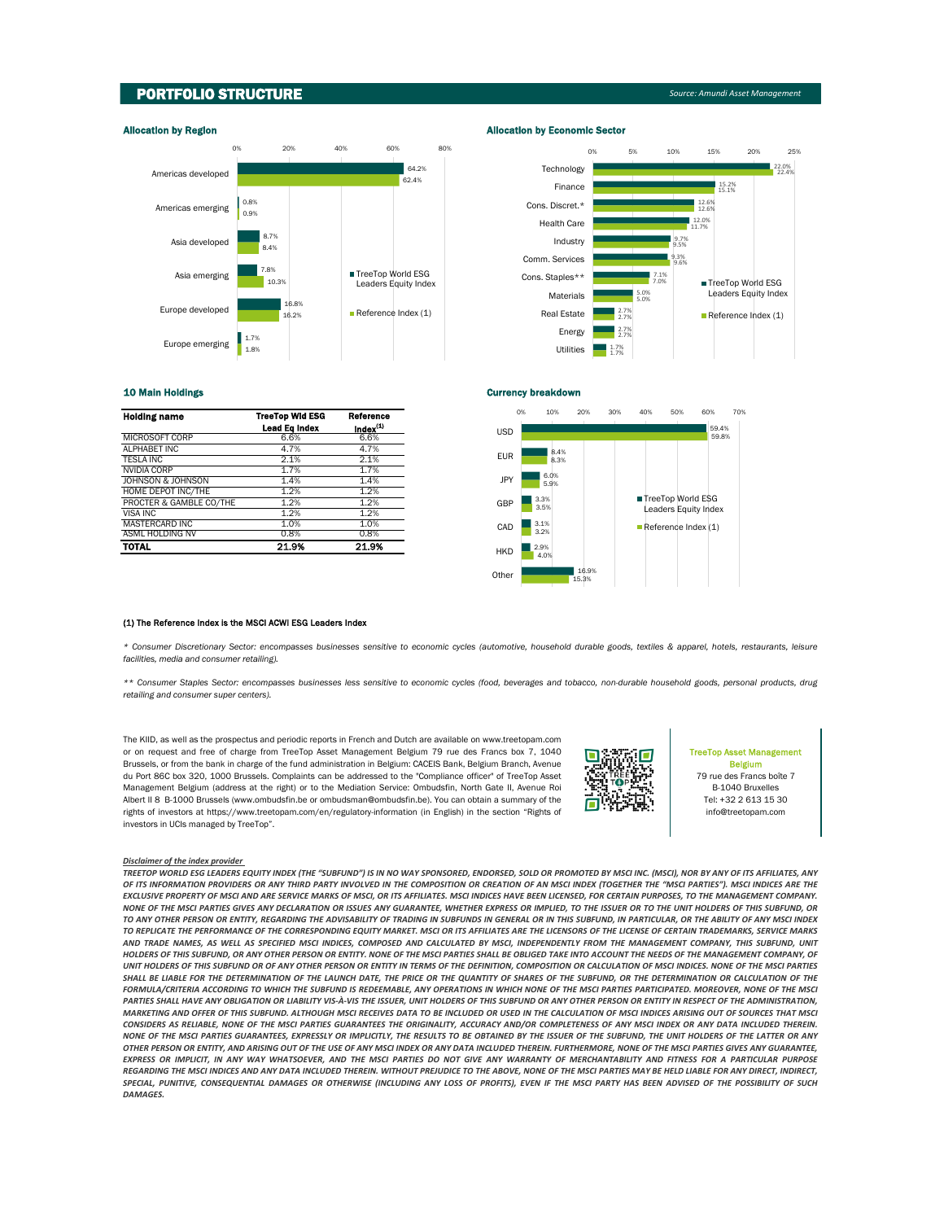# PORTFOLIO STRUCTURE

*Source: Amundi Asset Management*

## Allocation by Region

0% 20% 40% 60% 80%

Americas developed 64.2% 62.4%

Americas emerging 0.8% 0.9%

Asia developed 8.7% 8.4%

Asia emerging 7.8% 10.3%

Europe developed 16.8% 16.2%

Europe emerging 1.7% 1.8%

TreeTop World ESG Leaders Equity Index

Reference Index (1)

## Allocation by Economic Sector

0% 5% 10% 15% 20% 25%

Technology 22.0% 22.4%

Finance 15.2% 15.1%

Cons. Discret.* 12.6% 12.6%

Health Care 12.0% 11.7%

Industry 9.7% 9.5%

Comm. Services 9.3% 9.6%

Cons. Staples** 7.1% 7.0%

Materials 5.0% 5.0%

Real Estate 2.7% 2.7%

Energy 2.7% 2.7%

Utilities 1.7% 1.7%

TreeTop World ESG Leaders Equity Index

Reference Index (1)

## 10 Main Holdings

| Holding name | TreeTop Wld ESG Lead Eq Index | Reference Index[(1)] |
|---|---|---|
| MICROSOFT CORP | 6.6% | 6.6% |
| ALPHABET INC | 4.7% | 4.7% |
| TESLA INC | 2.1% | 2.1% |
| NVIDIA CORP | 1.7% | 1.7% |
| JOHNSON & JOHNSON | 1.4% | 1.4% |
| HOME DEPOT INC/THE | 1.2% | 1.2% |
| PROCTER & GAMBLE CO/THE | 1.2% | 1.2% |
| VISA INC | 1.2% | 1.2% |
| MASTERCARD INC | 1.0% | 1.0% |
| ASML HOLDING NV | 0.8% | 0.8% |
| **TOTAL** | **21.9%** | **21.9%** |

## Currency breakdown

0% 10% 20% 30% 40% 50% 60% 70%

USD 59.4% 59.8%

EUR 8.4% 8.3%

JPY 6.0% 5.9%

GBP 3.3% 3.5%

CAD 3.1% 3.2%

HKD 2.9% 4.0%

Other 16.9% 15.3%

TreeTop World ESG Leaders Equity Index

Reference Index (1)

**(1) The Reference Index is the MSCI ACWI ESG Leaders Index**

*\* Consumer Discretionary Sector: encompasses businesses sensitive to economic cycles (automotive, household durable goods, textiles & apparel, hotels, restaurants, leisure facilities, media and consumer retailing).*

*\*\* Consumer Staples Sector: encompasses businesses less sensitive to economic cycles (food, beverages and tobacco, non-durable household goods, personal products, drug retailing and consumer super centers).*

The KIID, as well as the prospectus and periodic reports in French and Dutch are available on www.treetopam.com or on request and free of charge from TreeTop Asset Management Belgium 79 rue des Francs box 7, 1040 Brussels, or from the bank in charge of the fund administration in Belgium: CACEIS Bank, Belgium Branch, Avenue du Port 86C box 320, 1000 Brussels. Complaints can be addressed to the "Compliance officer" of TreeTop Asset Management Belgium (address at the right) or to the Mediation Service: Ombudsfin, North Gate II, Avenue Roi Albert II 8 B-1000 Brussels (www.ombudsfin.be or ombudsman@ombudsfin.be). You can obtain a summary of the rights of investors at https://www.treetopam.com/en/regulatory-information (in English) in the section "Rights of investors in UCIs managed by TreeTop".

**TreeTop Asset Management Belgium**
79 rue des Francs boîte 7
B-1040 Bruxelles
Tel: +32 2 613 15 30
info@treetopam.com

*Disclaimer of the index provider*

*TREETOP WORLD ESG LEADERS EQUITY INDEX (THE "SUBFUND") IS IN NO WAY SPONSORED, ENDORSED, SOLD OR PROMOTED BY MSCI INC. (MSCI), NOR BY ANY OF ITS AFFILIATES, ANY OF ITS INFORMATION PROVIDERS OR ANY THIRD PARTY INVOLVED IN THE COMPOSITION OR CREATION OF AN MSCI INDEX (TOGETHER THE "MSCI PARTIES"). MSCI INDICES ARE THE EXCLUSIVE PROPERTY OF MSCI AND ARE SERVICE MARKS OF MSCI, OR ITS AFFILIATES. MSCI INDICES HAVE BEEN LICENSED, FOR CERTAIN PURPOSES, TO THE MANAGEMENT COMPANY. NONE OF THE MSCI PARTIES GIVES ANY DECLARATION OR ISSUES ANY GUARANTEE, WHETHER EXPRESS OR IMPLIED, TO THE ISSUER OR TO THE UNIT HOLDERS OF THIS SUBFUND, OR TO ANY OTHER PERSON OR ENTITY, REGARDING THE ADVISABILITY OF TRADING IN SUBFUNDS IN GENERAL OR IN THIS SUBFUND, IN PARTICULAR, OR THE ABILITY OF ANY MSCI INDEX TO REPLICATE THE PERFORMANCE OF THE CORRESPONDING EQUITY MARKET. MSCI OR ITS AFFILIATES ARE THE LICENSORS OF THE LICENSE OF CERTAIN TRADEMARKS, SERVICE MARKS AND TRADE NAMES, AS WELL AS SPECIFIED MSCI INDICES, COMPOSED AND CALCULATED BY MSCI, INDEPENDENTLY FROM THE MANAGEMENT COMPANY, THIS SUBFUND, UNIT HOLDERS OF THIS SUBFUND, OR ANY OTHER PERSON OR ENTITY. NONE OF THE MSCI PARTIES SHALL BE OBLIGED TAKE INTO ACCOUNT THE NEEDS OF THE MANAGEMENT COMPANY, OF UNIT HOLDERS OF THIS SUBFUND OR OF ANY OTHER PERSON OR ENTITY IN TERMS OF THE DEFINITION, COMPOSITION OR CALCULATION OF MSCI INDICES. NONE OF THE MSCI PARTIES SHALL BE LIABLE FOR THE DETERMINATION OF THE LAUNCH DATE, THE PRICE OR THE QUANTITY OF SHARES OF THE SUBFUND, OR THE DETERMINATION OR CALCULATION OF THE FORMULA/CRITERIA ACCORDING TO WHICH THE SUBFUND IS REDEEMABLE, ANY OPERATIONS IN WHICH NONE OF THE MSCI PARTIES PARTICIPATED. MOREOVER, NONE OF THE MSCI PARTIES SHALL HAVE ANY OBLIGATION OR LIABILITY VIS-À-VIS THE ISSUER, UNIT HOLDERS OF THIS SUBFUND OR ANY OTHER PERSON OR ENTITY IN RESPECT OF THE ADMINISTRATION, MARKETING AND OFFER OF THIS SUBFUND. ALTHOUGH MSCI RECEIVES DATA TO BE INCLUDED OR USED IN THE CALCULATION OF MSCI INDICES ARISING OUT OF SOURCES THAT MSCI CONSIDERS AS RELIABLE, NONE OF THE MSCI PARTIES GUARANTEES THE ORIGINALITY, ACCURACY AND/OR COMPLETENESS OF ANY MSCI INDEX OR ANY DATA INCLUDED THEREIN. NONE OF THE MSCI PARTIES GUARANTEES, EXPRESSLY OR IMPLICITLY, THE RESULTS TO BE OBTAINED BY THE ISSUER OF THE SUBFUND, THE UNIT HOLDERS OF THE LATTER OR ANY OTHER PERSON OR ENTITY, AND ARISING OUT OF THE USE OF ANY MSCI INDEX OR ANY DATA INCLUDED THEREIN. FURTHERMORE, NONE OF THE MSCI PARTIES GIVES ANY GUARANTEE, EXPRESS OR IMPLICIT, IN ANY WAY WHATSOEVER, AND THE MSCI PARTIES DO NOT GIVE ANY WARRANTY OF MERCHANTABILITY AND FITNESS FOR A PARTICULAR PURPOSE REGARDING THE MSCI INDICES AND ANY DATA INCLUDED THEREIN. WITHOUT PREJUDICE TO THE ABOVE, NONE OF THE MSCI PARTIES MAY BE HELD LIABLE FOR ANY DIRECT, INDIRECT, SPECIAL, PUNITIVE, CONSEQUENTIAL DAMAGES OR OTHERWISE (INCLUDING ANY LOSS OF PROFITS), EVEN IF THE MSCI PARTY HAS BEEN ADVISED OF THE POSSIBILITY OF SUCH DAMAGES.*